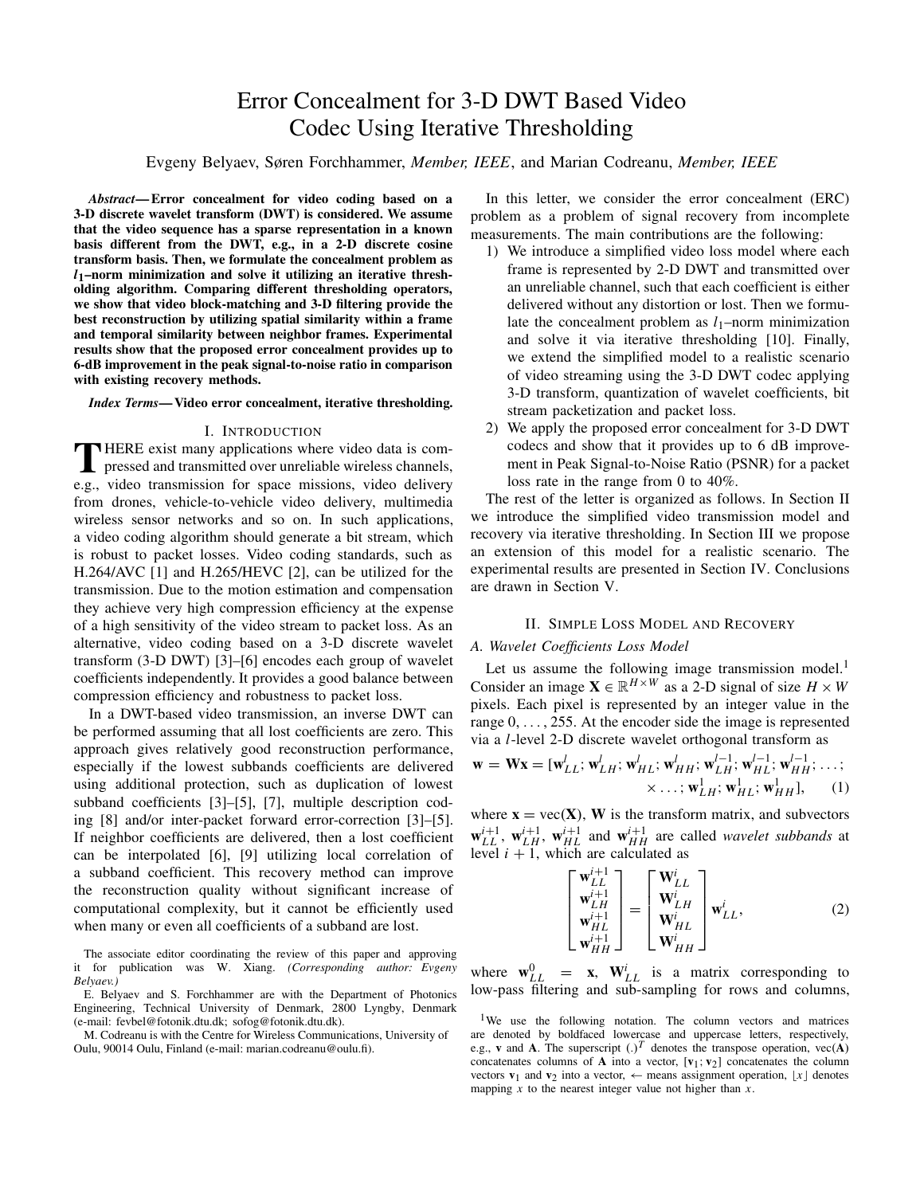# Error Concealment for 3-D DWT Based Video Codec Using Iterative Thresholding

Evgeny Belyaev, Søren Forchhammer, *Member, IEEE*, and Marian Codreanu, *Member, IEEE*

***Abstract*— Error concealment for video coding based on a 3-D discrete wavelet transform (DWT) is considered. We assume that the video sequence has a sparse representation in a known basis different from the DWT, e.g., in a 2-D discrete cosine transform basis. Then, we formulate the concealment problem as $l_1$–norm minimization and solve it utilizing an iterative thresholding algorithm. Comparing different thresholding operators, we show that video block-matching and 3-D filtering provide the best reconstruction by utilizing spatial similarity within a frame and temporal similarity between neighbor frames. Experimental results show that the proposed error concealment provides up to 6-dB improvement in the peak signal-to-noise ratio in comparison with existing recovery methods.**

***Index Terms*— Video error concealment, iterative thresholding.**

## I. Introduction

There exist many applications where video data is compressed and transmitted over unreliable wireless channels, e.g., video transmission for space missions, video delivery from drones, vehicle-to-vehicle video delivery, multimedia wireless sensor networks and so on. In such applications, a video coding algorithm should generate a bit stream, which is robust to packet losses. Video coding standards, such as H.264/AVC [1] and H.265/HEVC [2], can be utilized for the transmission. Due to the motion estimation and compensation they achieve very high compression efficiency at the expense of a high sensitivity of the video stream to packet loss. As an alternative, video coding based on a 3-D discrete wavelet transform (3-D DWT) [3]–[6] encodes each group of wavelet coefficients independently. It provides a good balance between compression efficiency and robustness to packet loss.

In a DWT-based video transmission, an inverse DWT can be performed assuming that all lost coefficients are zero. This approach gives relatively good reconstruction performance, especially if the lowest subbands coefficients are delivered using additional protection, such as duplication of lowest subband coefficients [3]–[5], [7], multiple description coding [8] and/or inter-packet forward error-correction [3]–[5]. If neighbor coefficients are delivered, then a lost coefficient can be interpolated [6], [9] utilizing local correlation of a subband coefficient. This recovery method can improve the reconstruction quality without significant increase of computational complexity, but it cannot be efficiently used when many or even all coefficients of a subband are lost.

The associate editor coordinating the review of this paper and approving it for publication was W. Xiang. *(Corresponding author: Evgeny Belyaev.)*

E. Belyaev and S. Forchhammer are with the Department of Photonics Engineering, Technical University of Denmark, 2800 Lyngby, Denmark (e-mail: fevbel@fotonik.dtu.dk; sofog@fotonik.dtu.dk).

M. Codreanu is with the Centre for Wireless Communications, University of Oulu, 90014 Oulu, Finland (e-mail: marian.codreanu@oulu.fi).

In this letter, we consider the error concealment (ERC) problem as a problem of signal recovery from incomplete measurements. The main contributions are the following:

1) We introduce a simplified video loss model where each frame is represented by 2-D DWT and transmitted over an unreliable channel, such that each coefficient is either delivered without any distortion or lost. Then we formulate the concealment problem as $l_1$–norm minimization and solve it via iterative thresholding [10]. Finally, we extend the simplified model to a realistic scenario of video streaming using the 3-D DWT codec applying 3-D transform, quantization of wavelet coefficients, bit stream packetization and packet loss.
2) We apply the proposed error concealment for 3-D DWT codecs and show that it provides up to 6 dB improvement in Peak Signal-to-Noise Ratio (PSNR) for a packet loss rate in the range from 0 to 40%.

The rest of the letter is organized as follows. In Section II we introduce the simplified video transmission model and recovery via iterative thresholding. In Section III we propose an extension of this model for a realistic scenario. The experimental results are presented in Section IV. Conclusions are drawn in Section V.

## II. Simple Loss Model and Recovery

### A. Wavelet Coefficients Loss Model

Let us assume the following image transmission model.[1] Consider an image $\mathbf{X} \in \mathbb{R}^{H \times W}$ as a 2-D signal of size $H \times W$ pixels. Each pixel is represented by an integer value in the range $0, \ldots, 255$. At the encoder side the image is represented via a $l$-level 2-D discrete wavelet orthogonal transform as

$$\mathbf{w} = \mathbf{W}\mathbf{x} = [\mathbf{w}_{LL}^{l}; \mathbf{w}_{LH}^{l}; \mathbf{w}_{HL}^{l}; \mathbf{w}_{HH}^{l}; \mathbf{w}_{LH}^{l-1}; \mathbf{w}_{HL}^{l-1}; \mathbf{w}_{HH}^{l-1}; \ldots; \times \ldots; \mathbf{w}_{LH}^{1}; \mathbf{w}_{HL}^{1}; \mathbf{w}_{HH}^{1}], \qquad (1)$$

where $\mathbf{x} = \text{vec}(\mathbf{X})$, $\mathbf{W}$ is the transform matrix, and subvectors $\mathbf{w}_{LL}^{i+1}$, $\mathbf{w}_{LH}^{i+1}$, $\mathbf{w}_{HL}^{i+1}$ and $\mathbf{w}_{HH}^{i+1}$ are called *wavelet subbands* at level $i+1$, which are calculated as

$$\begin{bmatrix} \mathbf{w}_{LL}^{i+1} \\ \mathbf{w}_{LH}^{i+1} \\ \mathbf{w}_{HL}^{i+1} \\ \mathbf{w}_{HH}^{i+1} \end{bmatrix} = \begin{bmatrix} \mathbf{W}_{LL}^{i} \\ \mathbf{W}_{LH}^{i} \\ \mathbf{W}_{HL}^{i} \\ \mathbf{W}_{HH}^{i} \end{bmatrix} \mathbf{w}_{LL}^{i}, \qquad (2)$$

where $\mathbf{w}_{LL}^{0} = \mathbf{x}$, $\mathbf{W}_{LL}^{i}$ is a matrix corresponding to low-pass filtering and sub-sampling for rows and columns,

[1] We use the following notation. The column vectors and matrices are denoted by boldfaced lowercase and uppercase letters, respectively, e.g., $\mathbf{v}$ and $\mathbf{A}$. The superscript $(.)^T$ denotes the transpose operation, vec($\mathbf{A}$) concatenates columns of $\mathbf{A}$ into a vector, $[\mathbf{v}_1; \mathbf{v}_2]$ concatenates the column vectors $\mathbf{v}_1$ and $\mathbf{v}_2$ into a vector, $\leftarrow$ means assignment operation, $\lfloor x \rfloor$ denotes mapping $x$ to the nearest integer value not higher than $x$.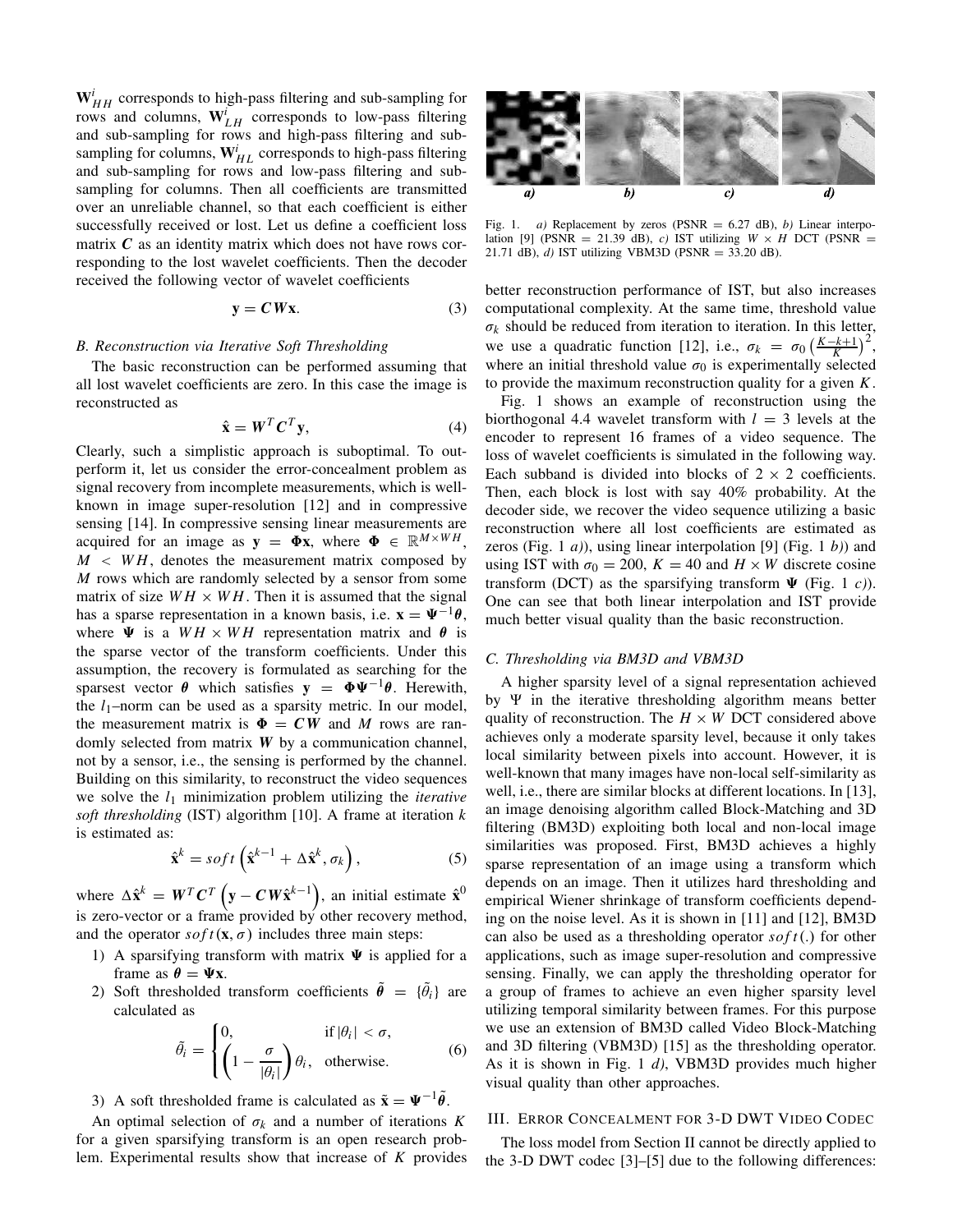$\mathbf{W}^i_{HH}$ corresponds to high-pass filtering and sub-sampling for rows and columns, $\mathbf{W}^i_{LH}$ corresponds to low-pass filtering and sub-sampling for rows and high-pass filtering and sub-sampling for columns, $\mathbf{W}^i_{HL}$ corresponds to high-pass filtering and sub-sampling for rows and low-pass filtering and sub-sampling for columns. Then all coefficients are transmitted over an unreliable channel, so that each coefficient is either successfully received or lost. Let us define a coefficient loss matrix $\boldsymbol{C}$ as an identity matrix which does not have rows corresponding to the lost wavelet coefficients. Then the decoder received the following vector of wavelet coefficients

$$\mathbf{y} = \boldsymbol{C}\boldsymbol{W}\mathbf{x}. \tag{3}$$

### B. Reconstruction via Iterative Soft Thresholding

The basic reconstruction can be performed assuming that all lost wavelet coefficients are zero. In this case the image is reconstructed as

$$\hat{\mathbf{x}} = \boldsymbol{W}^T\boldsymbol{C}^T\mathbf{y}, \tag{4}$$

Clearly, such a simplistic approach is suboptimal. To outperform it, let us consider the error-concealment problem as signal recovery from incomplete measurements, which is well-known in image super-resolution [12] and in compressive sensing [14]. In compressive sensing linear measurements are acquired for an image as $\mathbf{y} = \boldsymbol{\Phi}\mathbf{x}$, where $\boldsymbol{\Phi} \in \mathbb{R}^{M \times WH}$, $M < WH$, denotes the measurement matrix composed by $M$ rows which are randomly selected by a sensor from some matrix of size $WH \times WH$. Then it is assumed that the signal has a sparse representation in a known basis, i.e. $\mathbf{x} = \boldsymbol{\Psi}^{-1}\boldsymbol{\theta}$, where $\boldsymbol{\Psi}$ is a $WH \times WH$ representation matrix and $\boldsymbol{\theta}$ is the sparse vector of the transform coefficients. Under this assumption, the recovery is formulated as searching for the sparsest vector $\boldsymbol{\theta}$ which satisfies $\mathbf{y} = \boldsymbol{\Phi}\boldsymbol{\Psi}^{-1}\boldsymbol{\theta}$. Herewith, the $l_1$–norm can be used as a sparsity metric. In our model, the measurement matrix is $\boldsymbol{\Phi} = \boldsymbol{C}\boldsymbol{W}$ and $M$ rows are randomly selected from matrix $\boldsymbol{W}$ by a communication channel, not by a sensor, i.e., the sensing is performed by the channel. Building on this similarity, to reconstruct the video sequences we solve the $l_1$ minimization problem utilizing the *iterative soft thresholding* (IST) algorithm [10]. A frame at iteration $k$ is estimated as:

$$\hat{\mathbf{x}}^k = soft\left(\hat{\mathbf{x}}^{k-1} + \Delta\hat{\mathbf{x}}^k, \sigma_k\right), \tag{5}$$

where $\Delta\hat{\mathbf{x}}^k = \boldsymbol{W}^T\boldsymbol{C}^T\left(\mathbf{y} - \boldsymbol{C}\boldsymbol{W}\hat{\mathbf{x}}^{k-1}\right)$, an initial estimate $\hat{\mathbf{x}}^0$ is zero-vector or a frame provided by other recovery method, and the operator $soft(\mathbf{x}, \sigma)$ includes three main steps:

1) A sparsifying transform with matrix $\boldsymbol{\Psi}$ is applied for a frame as $\boldsymbol{\theta} = \boldsymbol{\Psi}\mathbf{x}$.
2) Soft thresholded transform coefficients $\tilde{\boldsymbol{\theta}} = \{\tilde{\theta}_i\}$ are calculated as

$$\tilde{\theta}_i = \begin{cases} 0, & \text{if } |\theta_i| < \sigma, \\ \left(1 - \dfrac{\sigma}{|\theta_i|}\right)\theta_i, & \text{otherwise.} \end{cases} \tag{6}$$

3) A soft thresholded frame is calculated as $\tilde{\mathbf{x}} = \boldsymbol{\Psi}^{-1}\tilde{\boldsymbol{\theta}}$.

An optimal selection of $\sigma_k$ and a number of iterations $K$ for a given sparsifying transform is an open research problem. Experimental results show that increase of $K$ provides better reconstruction performance of IST, but also increases computational complexity. At the same time, threshold value $\sigma_k$ should be reduced from iteration to iteration. In this letter, we use a quadratic function [12], i.e., $\sigma_k = \sigma_0\left(\frac{K-k+1}{K}\right)^2$, where an initial threshold value $\sigma_0$ is experimentally selected to provide the maximum reconstruction quality for a given $K$.

Fig. 1. *a)* Replacement by zeros (PSNR = 6.27 dB), *b)* Linear interpolation [9] (PSNR = 21.39 dB), *c)* IST utilizing $W \times H$ DCT (PSNR = 21.71 dB), *d)* IST utilizing VBM3D (PSNR = 33.20 dB).

Fig. 1 shows an example of reconstruction using the biorthogonal 4.4 wavelet transform with $l = 3$ levels at the encoder to represent 16 frames of a video sequence. The loss of wavelet coefficients is simulated in the following way. Each subband is divided into blocks of $2 \times 2$ coefficients. Then, each block is lost with say 40% probability. At the decoder side, we recover the video sequence utilizing a basic reconstruction where all lost coefficients are estimated as zeros (Fig. 1 *a)*), using linear interpolation [9] (Fig. 1 *b)*) and using IST with $\sigma_0 = 200$, $K = 40$ and $H \times W$ discrete cosine transform (DCT) as the sparsifying transform $\boldsymbol{\Psi}$ (Fig. 1 *c)*). One can see that both linear interpolation and IST provide much better visual quality than the basic reconstruction.

### C. Thresholding via BM3D and VBM3D

A higher sparsity level of a signal representation achieved by $\Psi$ in the iterative thresholding algorithm means better quality of reconstruction. The $H \times W$ DCT considered above achieves only a moderate sparsity level, because it only takes local similarity between pixels into account. However, it is well-known that many images have non-local self-similarity as well, i.e., there are similar blocks at different locations. In [13], an image denoising algorithm called Block-Matching and 3D filtering (BM3D) exploiting both local and non-local image similarities was proposed. First, BM3D achieves a highly sparse representation of an image using a transform which depends on an image. Then it utilizes hard thresholding and empirical Wiener shrinkage of transform coefficients depending on the noise level. As it is shown in [11] and [12], BM3D can also be used as a thresholding operator $soft(.)$ for other applications, such as image super-resolution and compressive sensing. Finally, we can apply the thresholding operator for a group of frames to achieve an even higher sparsity level utilizing temporal similarity between frames. For this purpose we use an extension of BM3D called Video Block-Matching and 3D filtering (VBM3D) [15] as the thresholding operator. As it is shown in Fig. 1 *d)*, VBM3D provides much higher visual quality than other approaches.

## III. Error Concealment for 3-D DWT Video Codec

The loss model from Section II cannot be directly applied to the 3-D DWT codec [3]–[5] due to the following differences: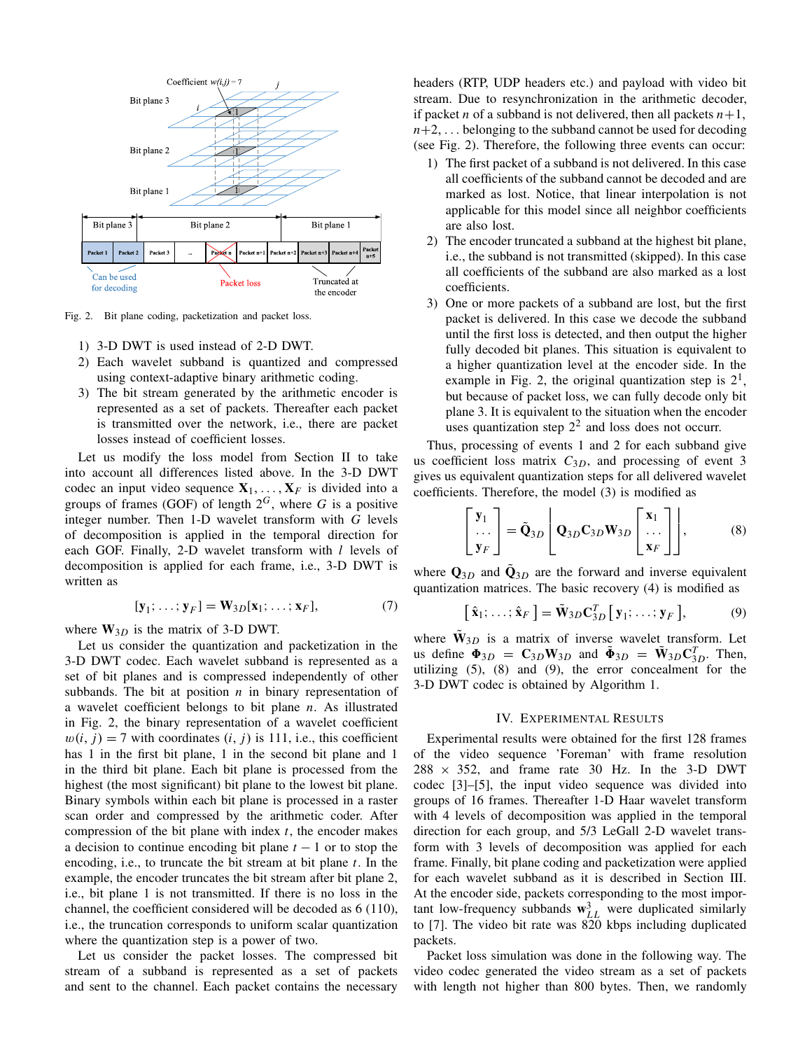Coefficient $w(i,j) = 7$

Bit plane 3

Bit plane 2

Bit plane 1

Bit plane 3 Bit plane 2 Bit plane 1

Packet 1 Packet 2 Packet 3 ... Packet n Packet n+1 Packet n+2 Packet n+3 Packet n+4 Packet n+5

Can be used for decoding

Packet loss

Truncated at the encoder

Fig. 2. Bit plane coding, packetization and packet loss.

1) 3-D DWT is used instead of 2-D DWT.
2) Each wavelet subband is quantized and compressed using context-adaptive binary arithmetic coding.
3) The bit stream generated by the arithmetic encoder is represented as a set of packets. Thereafter each packet is transmitted over the network, i.e., there are packet losses instead of coefficient losses.

Let us modify the loss model from Section II to take into account all differences listed above. In the 3-D DWT codec an input video sequence $\mathbf{X}_1, \ldots, \mathbf{X}_F$ is divided into a groups of frames (GOF) of length $2^G$, where $G$ is a positive integer number. Then 1-D wavelet transform with $G$ levels of decomposition is applied in the temporal direction for each GOF. Finally, 2-D wavelet transform with $l$ levels of decomposition is applied for each frame, i.e., 3-D DWT is written as

$$[\mathbf{y}_1; \ldots; \mathbf{y}_F] = \mathbf{W}_{3D}[\mathbf{x}_1; \ldots; \mathbf{x}_F], \tag{7}$$

where $\mathbf{W}_{3D}$ is the matrix of 3-D DWT.

Let us consider the quantization and packetization in the 3-D DWT codec. Each wavelet subband is represented as a set of bit planes and is compressed independently of other subbands. The bit at position $n$ in binary representation of a wavelet coefficient belongs to bit plane $n$. As illustrated in Fig. 2, the binary representation of a wavelet coefficient $w(i, j) = 7$ with coordinates $(i, j)$ is 111, i.e., this coefficient has 1 in the first bit plane, 1 in the second bit plane and 1 in the third bit plane. Each bit plane is processed from the highest (the most significant) bit plane to the lowest bit plane. Binary symbols within each bit plane is processed in a raster scan order and compressed by the arithmetic coder. After compression of the bit plane with index $t$, the encoder makes a decision to continue encoding bit plane $t-1$ or to stop the encoding, i.e., to truncate the bit stream at bit plane $t$. In the example, the encoder truncates the bit stream after bit plane 2, i.e., bit plane 1 is not transmitted. If there is no loss in the channel, the coefficient considered will be decoded as 6 (110), i.e., the truncation corresponds to uniform scalar quantization where the quantization step is a power of two.

Let us consider the packet losses. The compressed bit stream of a subband is represented as a set of packets and sent to the channel. Each packet contains the necessary headers (RTP, UDP headers etc.) and payload with video bit stream. Due to resynchronization in the arithmetic decoder, if packet $n$ of a subband is not delivered, then all packets $n+1$, $n+2, \ldots$ belonging to the subband cannot be used for decoding (see Fig. 2). Therefore, the following three events can occur:

1) The first packet of a subband is not delivered. In this case all coefficients of the subband cannot be decoded and are marked as lost. Notice, that linear interpolation is not applicable for this model since all neighbor coefficients are also lost.
2) The encoder truncated a subband at the highest bit plane, i.e., the subband is not transmitted (skipped). In this case all coefficients of the subband are also marked as a lost coefficients.
3) One or more packets of a subband are lost, but the first packet is delivered. In this case we decode the subband until the first loss is detected, and then output the higher fully decoded bit planes. This situation is equivalent to a higher quantization level at the encoder side. In the example in Fig. 2, the original quantization step is $2^1$, but because of packet loss, we can fully decode only bit plane 3. It is equivalent to the situation when the encoder uses quantization step $2^2$ and loss does not occurr.

Thus, processing of events 1 and 2 for each subband give us coefficient loss matrix $C_{3D}$, and processing of event 3 gives us equivalent quantization steps for all delivered wavelet coefficients. Therefore, the model (3) is modified as

$$\begin{bmatrix} \mathbf{y}_1 \\ \cdots \\ \mathbf{y}_F \end{bmatrix} = \tilde{\mathbf{Q}}_{3D} \left[ \mathbf{Q}_{3D}\mathbf{C}_{3D}\mathbf{W}_{3D} \begin{bmatrix} \mathbf{x}_1 \\ \cdots \\ \mathbf{x}_F \end{bmatrix} \right], \tag{8}$$

where $\mathbf{Q}_{3D}$ and $\tilde{\mathbf{Q}}_{3D}$ are the forward and inverse equivalent quantization matrices. The basic recovery (4) is modified as

$$\left[ \hat{\mathbf{x}}_1; \ldots; \hat{\mathbf{x}}_F \right] = \tilde{\mathbf{W}}_{3D}\mathbf{C}_{3D}^T \left[ \mathbf{y}_1; \ldots; \mathbf{y}_F \right], \tag{9}$$

where $\tilde{\mathbf{W}}_{3D}$ is a matrix of inverse wavelet transform. Let us define $\mathbf{\Phi}_{3D} = \mathbf{C}_{3D}\mathbf{W}_{3D}$ and $\tilde{\mathbf{\Phi}}_{3D} = \tilde{\mathbf{W}}_{3D}\mathbf{C}_{3D}^T$. Then, utilizing (5), (8) and (9), the error concealment for the 3-D DWT codec is obtained by Algorithm 1.

## IV. Experimental Results

Experimental results were obtained for the first 128 frames of the video sequence 'Foreman' with frame resolution $288 \times 352$, and frame rate 30 Hz. In the 3-D DWT codec [3]–[5], the input video sequence was divided into groups of 16 frames. Thereafter 1-D Haar wavelet transform with 4 levels of decomposition was applied in the temporal direction for each group, and 5/3 LeGall 2-D wavelet transform with 3 levels of decomposition was applied for each frame. Finally, bit plane coding and packetization were applied for each wavelet subband as it is described in Section III. At the encoder side, packets corresponding to the most important low-frequency subbands $\mathbf{w}_{LL}^3$ were duplicated similarly to [7]. The video bit rate was 820 kbps including duplicated packets.

Packet loss simulation was done in the following way. The video codec generated the video stream as a set of packets with length not higher than 800 bytes. Then, we randomly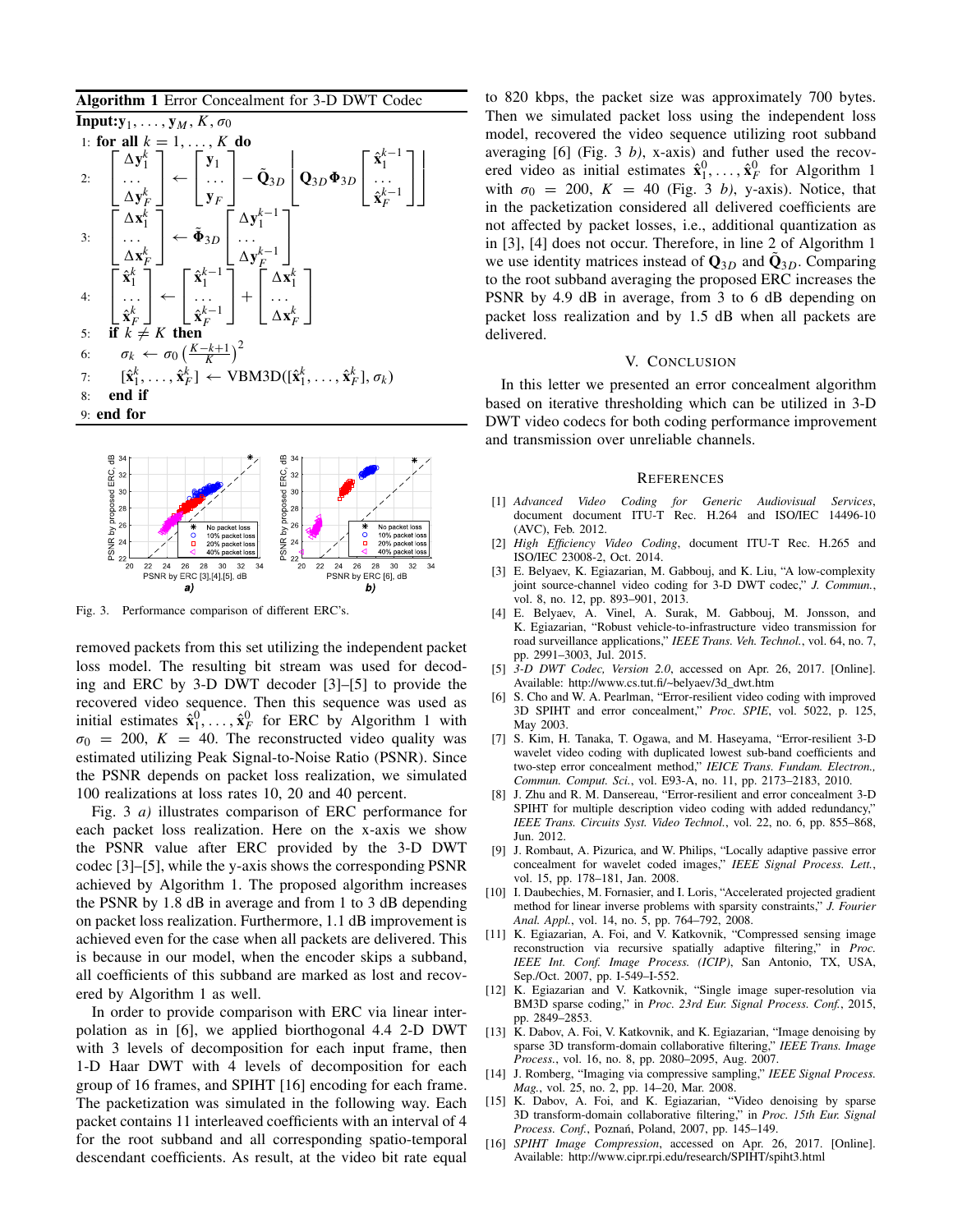**Algorithm 1** Error Concealment for 3-D DWT Codec

**Input:** $\mathbf{y}_1, \ldots, \mathbf{y}_M, K, \sigma_0$

1: **for all** $k = 1, \ldots, K$ **do**

2: $\begin{bmatrix} \Delta\mathbf{y}_1^k \\ \ldots \\ \Delta\mathbf{y}_F^k \end{bmatrix} \leftarrow \begin{bmatrix} \mathbf{y}_1 \\ \ldots \\ \mathbf{y}_F \end{bmatrix} - \tilde{\mathbf{Q}}_{3D} \left[ \mathbf{Q}_{3D} \boldsymbol{\Phi}_{3D} \begin{bmatrix} \hat{\mathbf{x}}_1^{k-1} \\ \ldots \\ \hat{\mathbf{x}}_F^{k-1} \end{bmatrix} \right]$

3: $\begin{bmatrix} \Delta\mathbf{x}_1^k \\ \ldots \\ \Delta\mathbf{x}_F^k \end{bmatrix} \leftarrow \tilde{\boldsymbol{\Phi}}_{3D} \begin{bmatrix} \Delta\mathbf{y}_1^{k-1} \\ \ldots \\ \Delta\mathbf{y}_F^{k-1} \end{bmatrix}$

4: $\begin{bmatrix} \hat{\mathbf{x}}_1^k \\ \ldots \\ \hat{\mathbf{x}}_F^k \end{bmatrix} \leftarrow \begin{bmatrix} \hat{\mathbf{x}}_1^{k-1} \\ \ldots \\ \hat{\mathbf{x}}_F^{k-1} \end{bmatrix} + \begin{bmatrix} \Delta\mathbf{x}_1^k \\ \ldots \\ \Delta\mathbf{x}_F^k \end{bmatrix}$

5: **if** $k \neq K$ **then**

6: $\sigma_k \leftarrow \sigma_0 \left(\frac{K-k+1}{K}\right)^2$

7: $[\hat{\mathbf{x}}_1^k, \ldots, \hat{\mathbf{x}}_F^k] \leftarrow \text{VBM3D}([\hat{\mathbf{x}}_1^k, \ldots, \hat{\mathbf{x}}_F^k], \sigma_k)$

8: **end if**

9: **end for**

PSNR by proposed ERC, dB
PSNR by ERC [3],[4],[5], dB
PSNR by ERC [6], dB
No packet loss
10% packet loss
20% packet loss
40% packet loss
a)
b)

Fig. 3. Performance comparison of different ERC's.

removed packets from this set utilizing the independent packet loss model. The resulting bit stream was used for decoding and ERC by 3-D DWT decoder [3]–[5] to provide the recovered video sequence. Then this sequence was used as initial estimates $\hat{\mathbf{x}}_1^0, \ldots, \hat{\mathbf{x}}_F^0$ for ERC by Algorithm 1 with $\sigma_0 = 200$, $K = 40$. The reconstructed video quality was estimated utilizing Peak Signal-to-Noise Ratio (PSNR). Since the PSNR depends on packet loss realization, we simulated 100 realizations at loss rates 10, 20 and 40 percent.

Fig. 3 *a)* illustrates comparison of ERC performance for each packet loss realization. Here on the x-axis we show the PSNR value after ERC provided by the 3-D DWT codec [3]–[5], while the y-axis shows the corresponding PSNR achieved by Algorithm 1. The proposed algorithm increases the PSNR by 1.8 dB in average and from 1 to 3 dB depending on packet loss realization. Furthermore, 1.1 dB improvement is achieved even for the case when all packets are delivered. This is because in our model, when the encoder skips a subband, all coefficients of this subband are marked as lost and recovered by Algorithm 1 as well.

In order to provide comparison with ERC via linear interpolation as in [6], we applied biorthogonal 4.4 2-D DWT with 3 levels of decomposition for each input frame, then 1-D Haar DWT with 4 levels of decomposition for each group of 16 frames, and SPIHT [16] encoding for each frame. The packetization was simulated in the following way. Each packet contains 11 interleaved coefficients with an interval of 4 for the root subband and all corresponding spatio-temporal descendant coefficients. As result, at the video bit rate equal to 820 kbps, the packet size was approximately 700 bytes. Then we simulated packet loss using the independent loss model, recovered the video sequence utilizing root subband averaging [6] (Fig. 3 *b)*, x-axis) and futher used the recovered video as initial estimates $\hat{\mathbf{x}}_1^0, \ldots, \hat{\mathbf{x}}_F^0$ for Algorithm 1 with $\sigma_0 = 200$, $K = 40$ (Fig. 3 *b)*, y-axis). Notice, that in the packetization considered all delivered coefficients are not affected by packet losses, i.e., additional quantization as in [3], [4] does not occur. Therefore, in line 2 of Algorithm 1 we use identity matrices instead of $\mathbf{Q}_{3D}$ and $\tilde{\mathbf{Q}}_{3D}$. Comparing to the root subband averaging the proposed ERC increases the PSNR by 4.9 dB in average, from 3 to 6 dB depending on packet loss realization and by 1.5 dB when all packets are delivered.

## V. Conclusion

In this letter we presented an error concealment algorithm based on iterative thresholding which can be utilized in 3-D DWT video codecs for both coding performance improvement and transmission over unreliable channels.

## References

[1] *Advanced Video Coding for Generic Audiovisual Services*, document ITU-T Rec. H.264 and ISO/IEC 14496-10 (AVC), Feb. 2012.

[2] *High Efficiency Video Coding*, document ITU-T Rec. H.265 and ISO/IEC 23008-2, Oct. 2014.

[3] E. Belyaev, K. Egiazarian, M. Gabbouj, and K. Liu, "A low-complexity joint source-channel video coding for 3-D DWT codec," *J. Commun.*, vol. 8, no. 12, pp. 893–901, 2013.

[4] E. Belyaev, A. Vinel, A. Surak, M. Gabbouj, M. Jonsson, and K. Egiazarian, "Robust vehicle-to-infrastructure video transmission for road surveillance applications," *IEEE Trans. Veh. Technol.*, vol. 64, no. 7, pp. 2991–3003, Jul. 2015.

[5] *3-D DWT Codec, Version 2.0*, accessed on Apr. 26, 2017. [Online]. Available: http://www.cs.tut.fi/~belyaev/3d_dwt.htm

[6] S. Cho and W. A. Pearlman, "Error-resilient video coding with improved 3D SPIHT and error concealment," *Proc. SPIE*, vol. 5022, p. 125, May 2003.

[7] S. Kim, H. Tanaka, T. Ogawa, and M. Haseyama, "Error-resilient 3-D wavelet video coding with duplicated lowest sub-band coefficients and two-step error concealment method," *IEICE Trans. Fundam. Electron., Commun. Comput. Sci.*, vol. E93-A, no. 11, pp. 2173–2183, 2010.

[8] J. Zhu and R. M. Dansereau, "Error-resilient and error concealment 3-D SPIHT for multiple description video coding with added redundancy," *IEEE Trans. Circuits Syst. Video Technol.*, vol. 22, no. 6, pp. 855–868, Jun. 2012.

[9] J. Rombaut, A. Pizurica, and W. Philips, "Locally adaptive passive error concealment for wavelet coded images," *IEEE Signal Process. Lett.*, vol. 15, pp. 178–181, Jan. 2008.

[10] I. Daubechies, M. Fornasier, and I. Loris, "Accelerated projected gradient method for linear inverse problems with sparsity constraints," *J. Fourier Anal. Appl.*, vol. 14, no. 5, pp. 764–792, 2008.

[11] K. Egiazarian, A. Foi, and V. Katkovnik, "Compressed sensing image reconstruction via recursive spatially adaptive filtering," in *Proc. IEEE Int. Conf. Image Process. (ICIP)*, San Antonio, TX, USA, Sep./Oct. 2007, pp. I-549–I-552.

[12] K. Egiazarian and V. Katkovnik, "Single image super-resolution via BM3D sparse coding," in *Proc. 23rd Eur. Signal Process. Conf.*, 2015, pp. 2849–2853.

[13] K. Dabov, A. Foi, V. Katkovnik, and K. Egiazarian, "Image denoising by sparse 3D transform-domain collaborative filtering," *IEEE Trans. Image Process.*, vol. 16, no. 8, pp. 2080–2095, Aug. 2007.

[14] J. Romberg, "Imaging via compressive sampling," *IEEE Signal Process. Mag.*, vol. 25, no. 2, pp. 14–20, Mar. 2008.

[15] K. Dabov, A. Foi, and K. Egiazarian, "Video denoising by sparse 3D transform-domain collaborative filtering," in *Proc. 15th Eur. Signal Process. Conf.*, Poznań, Poland, 2007, pp. 145–149.

[16] *SPIHT Image Compression*, accessed on Apr. 26, 2017. [Online]. Available: http://www.cipr.rpi.edu/research/SPIHT/spiht3.html